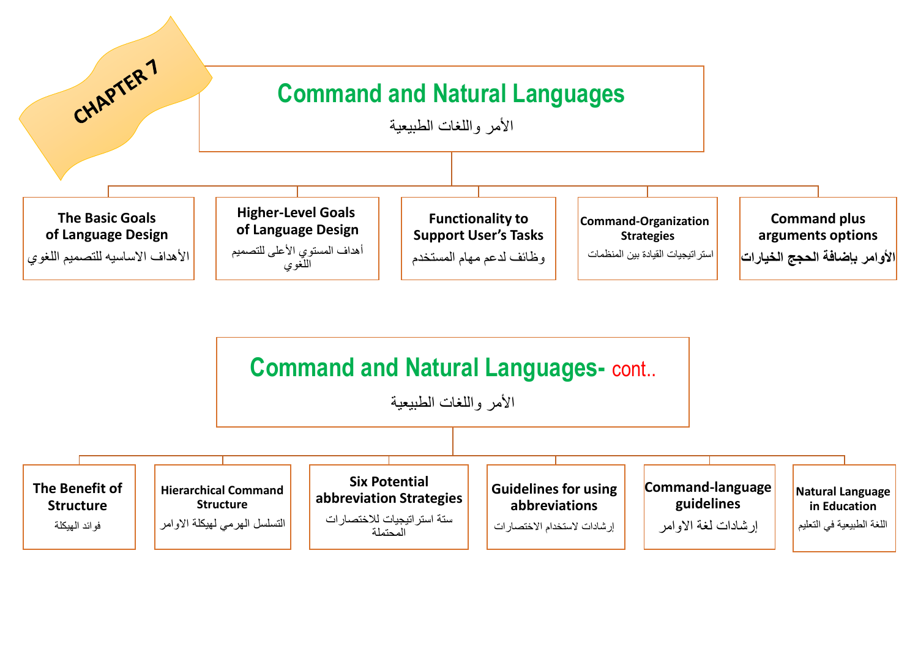CHAPTER 7

# Command and Natural Languages

الأمر واللغات الطبيعية

- **The Basic Goals of Language Design**
  الأهداف الاساسيه للتصميم اللغوي
- **Higher-Level Goals of Language Design**
  أهداف المستوي الأعلى للتصميم اللغوي
- **Functionality to Support User's Tasks**
  وظائف لدعم مهام المستخدم
- **Command-Organization Strategies**
  استراتيجيات القيادة بين المنظمات
- **Command plus arguments options**
  **الأوامر بإضافة الحجج الخيارات**

# Command and Natural Languages- cont..

الأمر واللغات الطبيعية

- **The Benefit of Structure**
  فوائد الهيكلة
- **Hierarchical Command Structure**
  التسلسل الهرمي لهيكلة الاوامر
- **Six Potential abbreviation Strategies**
  ستة استراتيجيات للاختصارات المحتملة
- **Guidelines for using abbreviations**
  إرشادات لاستخدام الاختصارات
- **Command-language guidelines**
  إرشادات لغة الاوامر
- **Natural Language in Education**
  اللغة الطبيعية في التعليم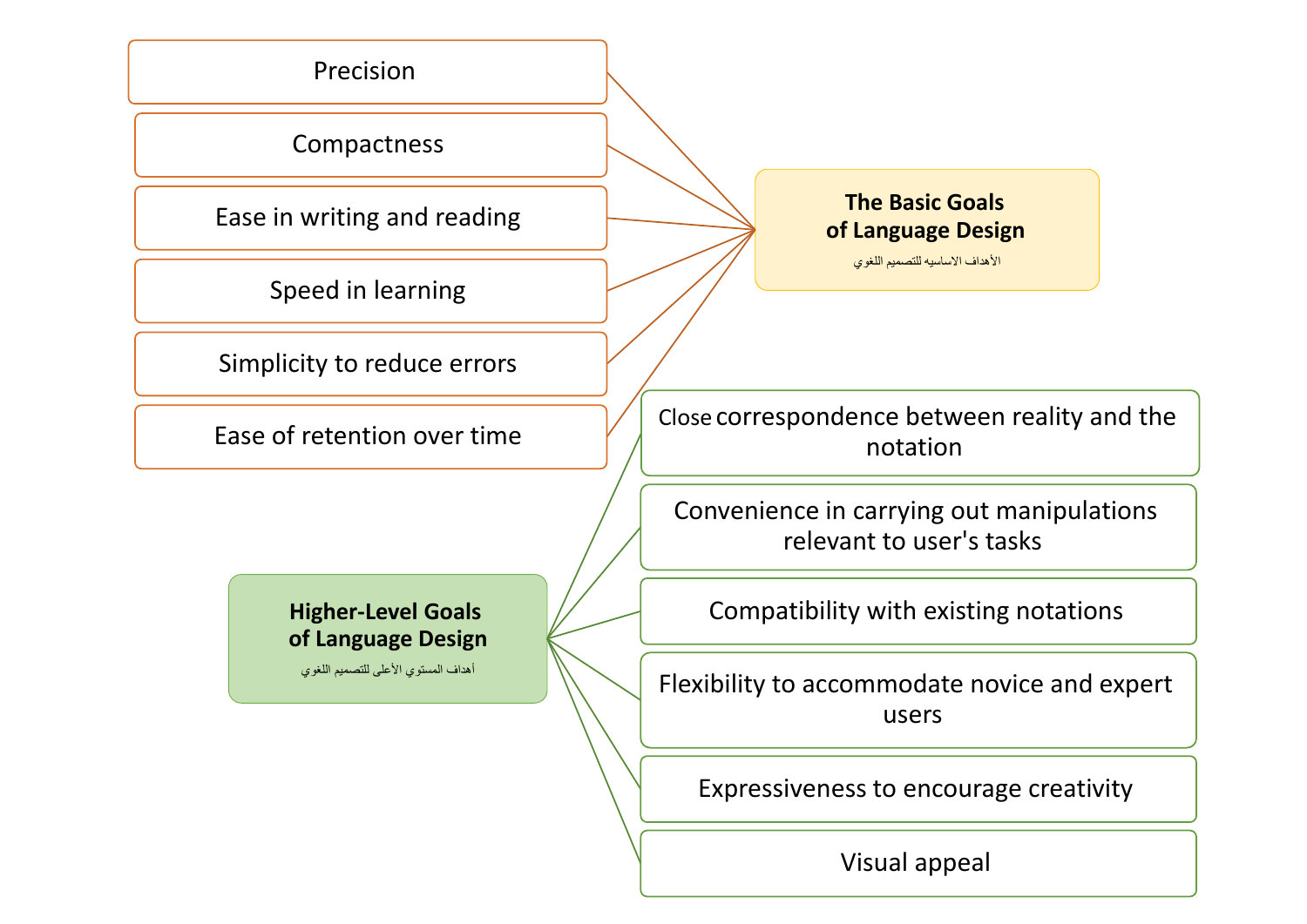## The Basic Goals of Language Design

الأهداف الاساسيه للتصميم اللغوي

- Precision
- Compactness
- Ease in writing and reading
- Speed in learning
- Simplicity to reduce errors
- Ease of retention over time

## Higher-Level Goals of Language Design

أهداف المستوي الأعلى للتصميم اللغوي

- Close correspondence between reality and the notation
- Convenience in carrying out manipulations relevant to user's tasks
- Compatibility with existing notations
- Flexibility to accommodate novice and expert users
- Expressiveness to encourage creativity
- Visual appeal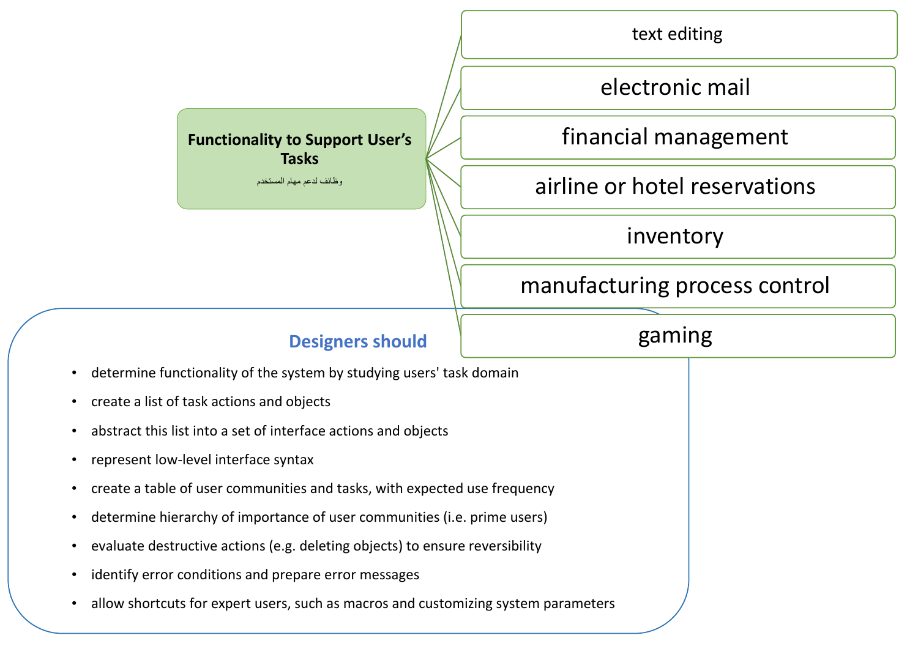## Functionality to Support User's Tasks

وظائف لدعم مهام المستخدم

- text editing
- electronic mail
- financial management
- airline or hotel reservations
- inventory
- manufacturing process control
- gaming

### Designers should

- determine functionality of the system by studying users' task domain
- create a list of task actions and objects
- abstract this list into a set of interface actions and objects
- represent low-level interface syntax
- create a table of user communities and tasks, with expected use frequency
- determine hierarchy of importance of user communities (i.e. prime users)
- evaluate destructive actions (e.g. deleting objects) to ensure reversibility
- identify error conditions and prepare error messages
- allow shortcuts for expert users, such as macros and customizing system parameters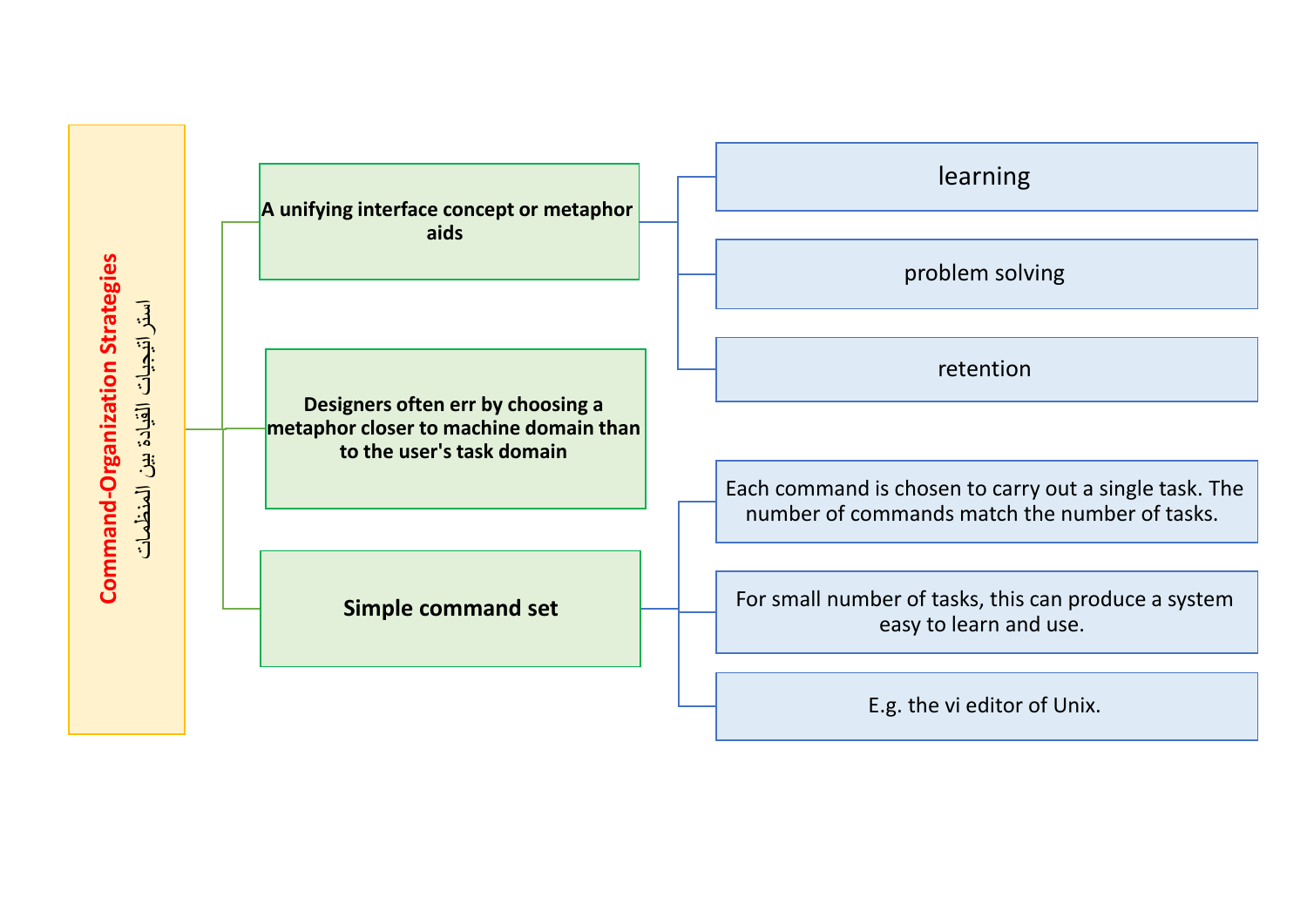# Command-Organization Strategies

استراتيجيات القيادة بين المنظمات

- **A unifying interface concept or metaphor aids**
  - learning
  - problem solving
  - retention
- **Designers often err by choosing a metaphor closer to machine domain than to the user's task domain**
- **Simple command set**
  - Each command is chosen to carry out a single task. The number of commands match the number of tasks.
  - For small number of tasks, this can produce a system easy to learn and use.
  - E.g. the vi editor of Unix.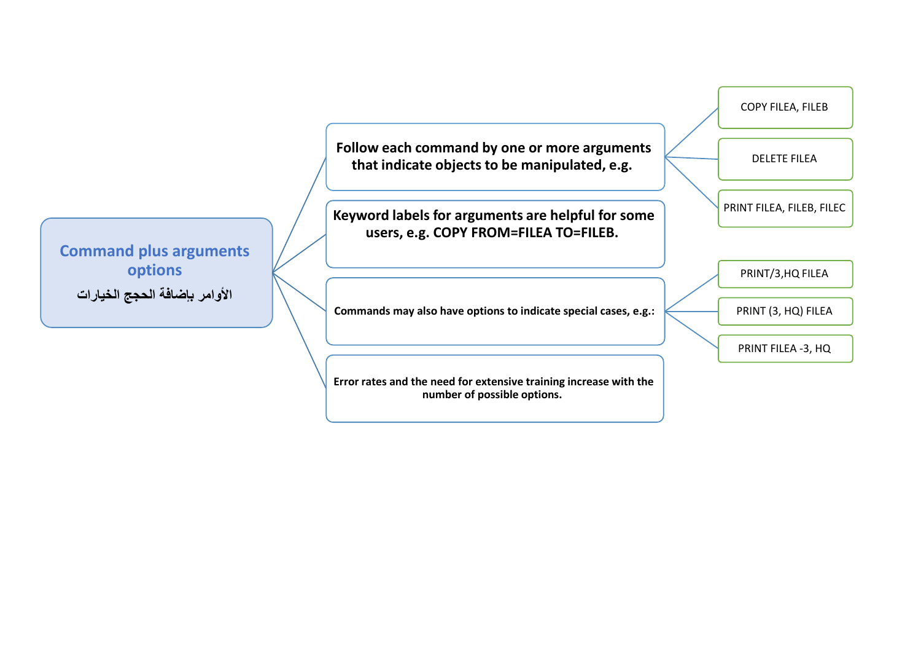## Command plus arguments options

**الأوامر بإضافة الحجج الخيارات**

- **Follow each command by one or more arguments that indicate objects to be manipulated, e.g.**
  - COPY FILEA, FILEB
  - DELETE FILEA
  - PRINT FILEA, FILEB, FILEC
- **Keyword labels for arguments are helpful for some users, e.g. COPY FROM=FILEA TO=FILEB.**
- **Commands may also have options to indicate special cases, e.g.:**
  - PRINT/3,HQ FILEA
  - PRINT (3, HQ) FILEA
  - PRINT FILEA -3, HQ
- **Error rates and the need for extensive training increase with the number of possible options.**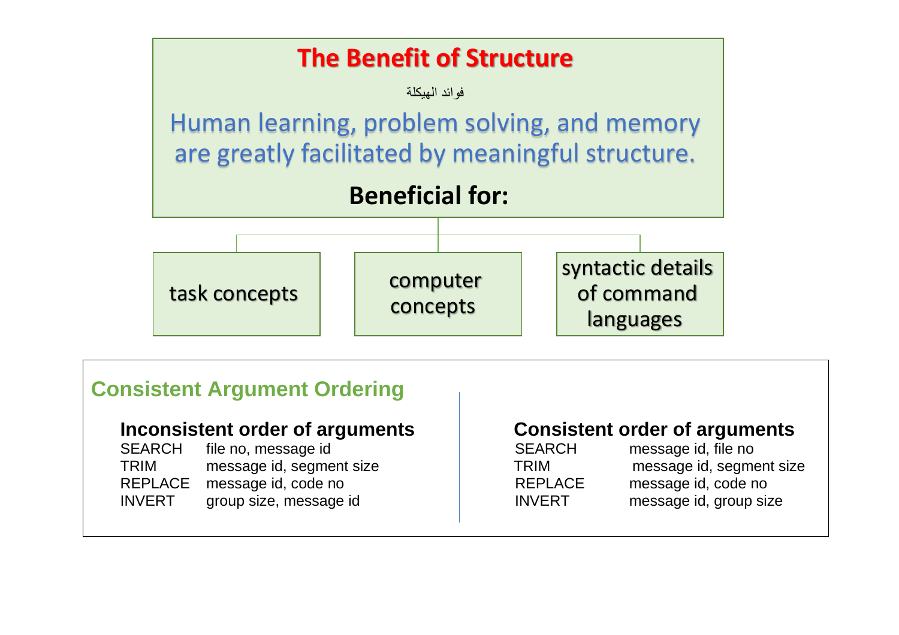# The Benefit of Structure

فوائد الهيكلة

Human learning, problem solving, and memory are greatly facilitated by meaningful structure.

**Beneficial for:**

- task concepts
- computer concepts
- syntactic details of command languages

## Consistent Argument Ordering

### Inconsistent order of arguments

| | |
|---|---|
| SEARCH | file no, message id |
| TRIM | message id, segment size |
| REPLACE | message id, code no |
| INVERT | group size, message id |

### Consistent order of arguments

| | |
|---|---|
| SEARCH | message id, file no |
| TRIM | message id, segment size |
| REPLACE | message id, code no |
| INVERT | message id, group size |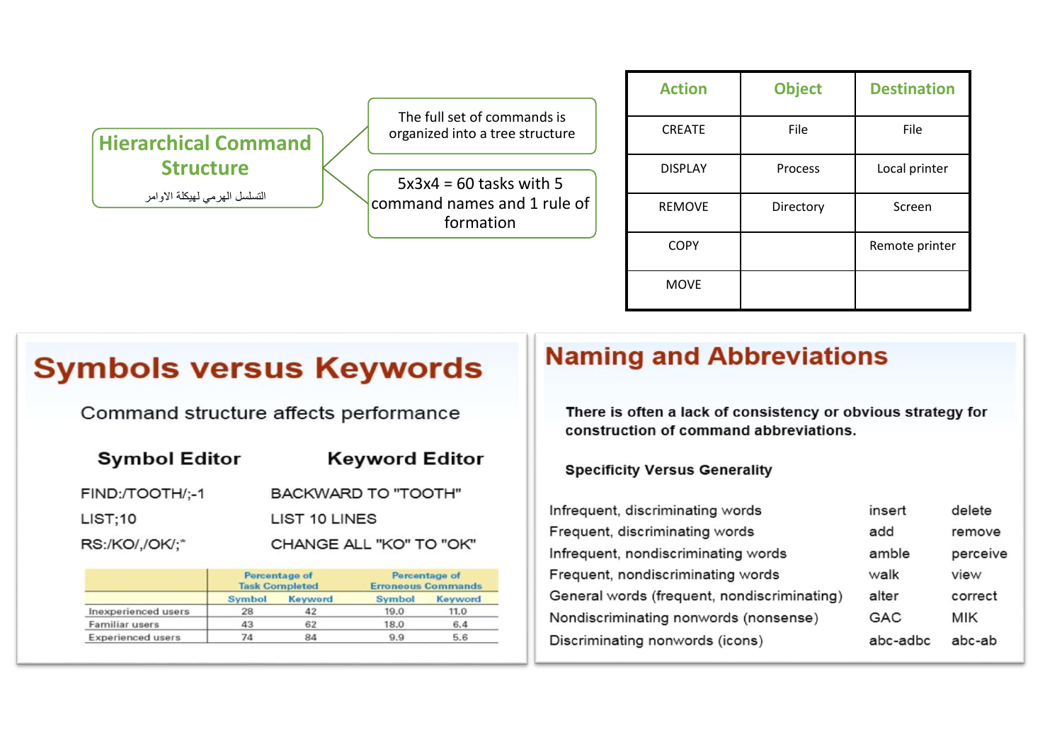## Hierarchical Command Structure

التسلسل الهرمي لهيكلة الاوامر

- The full set of commands is organized into a tree structure
- 5x3x4 = 60 tasks with 5 command names and 1 rule of formation

| Action | Object | Destination |
|---|---|---|
| CREATE | File | File |
| DISPLAY | Process | Local printer |
| REMOVE | Directory | Screen |
| COPY | | Remote printer |
| MOVE | | |

## Symbols versus Keywords

Command structure affects performance

| Symbol Editor | Keyword Editor |
|---|---|
| FIND:/TOOTH/;-1 | BACKWARD TO "TOOTH" |
| LIST;10 | LIST 10 LINES |
| RS:/KO/,/OK/;* | CHANGE ALL "KO" TO "OK" |

| | Percentage of Task Completed | | Percentage of Erroneous Commands | |
|---|---|---|---|---|
| | Symbol | Keyword | Symbol | Keyword |
| Inexperienced users | 28 | 42 | 19.0 | 11.0 |
| Familiar users | 43 | 62 | 18.0 | 6.4 |
| Experienced users | 74 | 84 | 9.9 | 5.6 |

## Naming and Abbreviations

**There is often a lack of consistency or obvious strategy for construction of command abbreviations.**

**Specificity Versus Generality**

| | | |
|---|---|---|
| Infrequent, discriminating words | insert | delete |
| Frequent, discriminating words | add | remove |
| Infrequent, nondiscriminating words | amble | perceive |
| Frequent, nondiscriminating words | walk | view |
| General words (frequent, nondiscriminating) | alter | correct |
| Nondiscriminating nonwords (nonsense) | GAC | MIK |
| Discriminating nonwords (icons) | abc-adbc | abc-ab |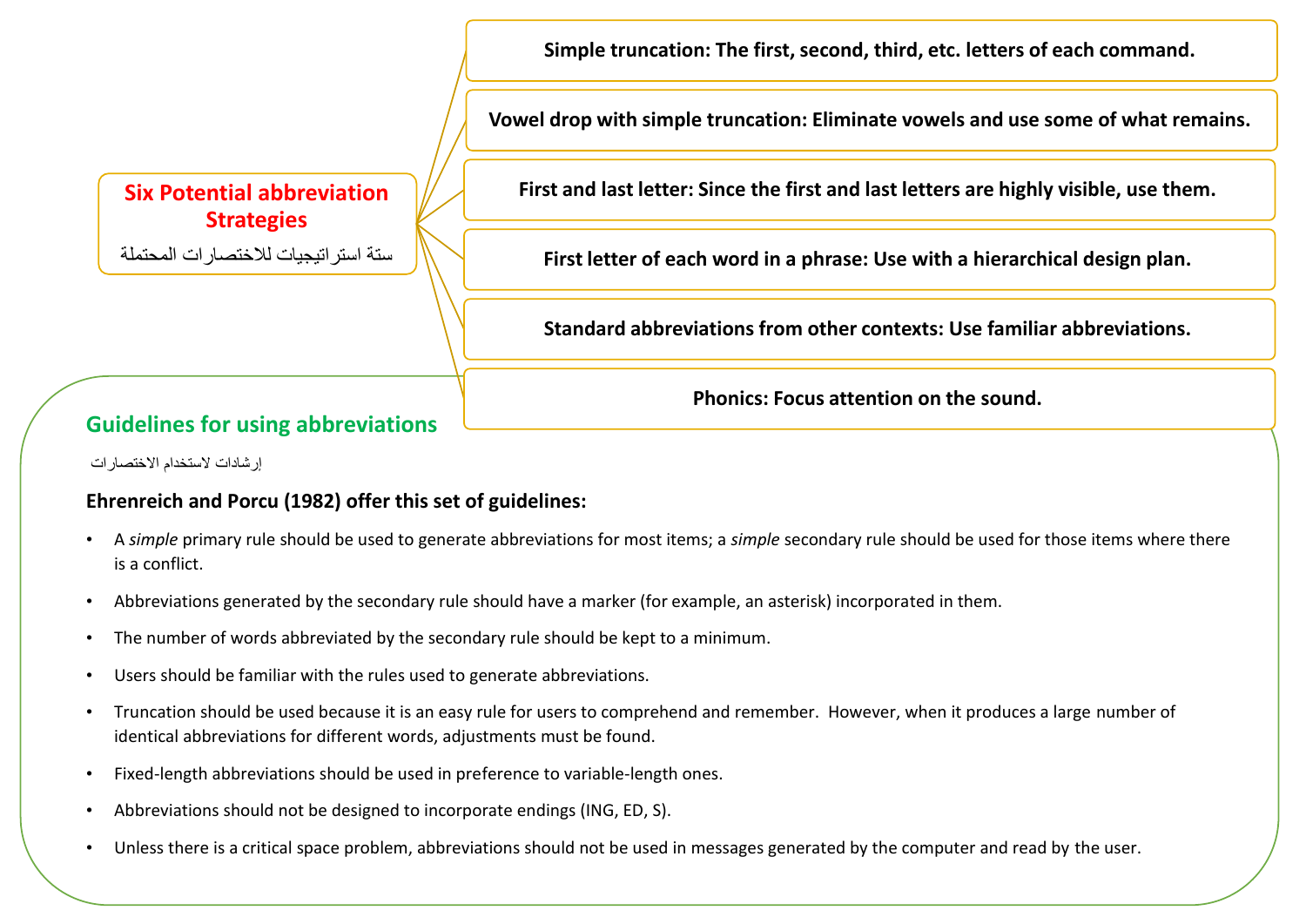## Six Potential abbreviation Strategies

ستة استراتيجيات للاختصارات المحتملة

- **Simple truncation: The first, second, third, etc. letters of each command.**
- **Vowel drop with simple truncation: Eliminate vowels and use some of what remains.**
- **First and last letter: Since the first and last letters are highly visible, use them.**
- **First letter of each word in a phrase: Use with a hierarchical design plan.**
- **Standard abbreviations from other contexts: Use familiar abbreviations.**
- **Phonics: Focus attention on the sound.**

## Guidelines for using abbreviations

إرشادات لاستخدام الاختصارات

**Ehrenreich and Porcu (1982) offer this set of guidelines:**

- A *simple* primary rule should be used to generate abbreviations for most items; a *simple* secondary rule should be used for those items where there is a conflict.
- Abbreviations generated by the secondary rule should have a marker (for example, an asterisk) incorporated in them.
- The number of words abbreviated by the secondary rule should be kept to a minimum.
- Users should be familiar with the rules used to generate abbreviations.
- Truncation should be used because it is an easy rule for users to comprehend and remember. However, when it produces a large number of identical abbreviations for different words, adjustments must be found.
- Fixed-length abbreviations should be used in preference to variable-length ones.
- Abbreviations should not be designed to incorporate endings (ING, ED, S).
- Unless there is a critical space problem, abbreviations should not be used in messages generated by the computer and read by the user.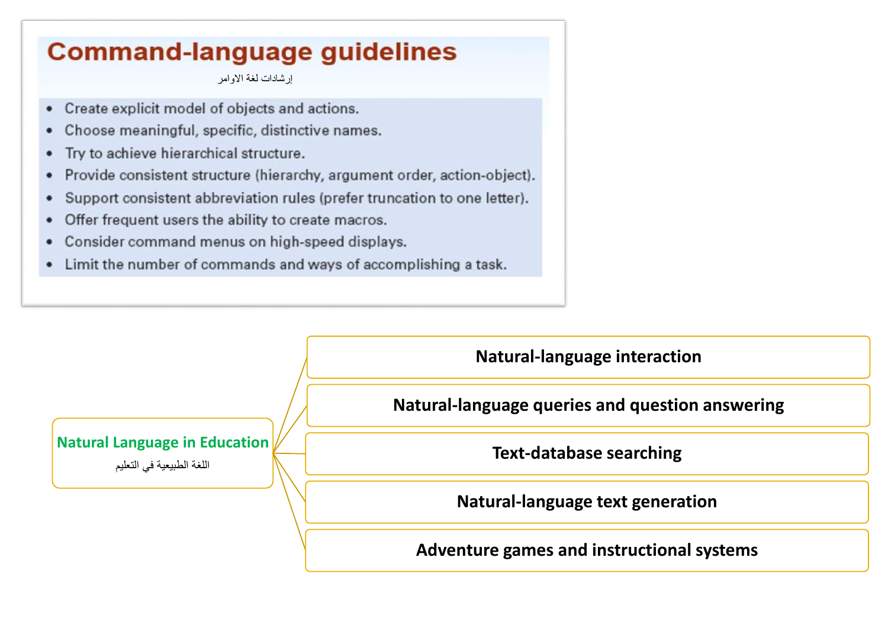## Command-language guidelines

إرشادات لغة الاوامر

- Create explicit model of objects and actions.
- Choose meaningful, specific, distinctive names.
- Try to achieve hierarchical structure.
- Provide consistent structure (hierarchy, argument order, action-object).
- Support consistent abbreviation rules (prefer truncation to one letter).
- Offer frequent users the ability to create macros.
- Consider command menus on high-speed displays.
- Limit the number of commands and ways of accomplishing a task.

## Natural Language in Education

اللغة الطبيعية في التعليم

- Natural-language interaction
- Natural-language queries and question answering
- Text-database searching
- Natural-language text generation
- Adventure games and instructional systems